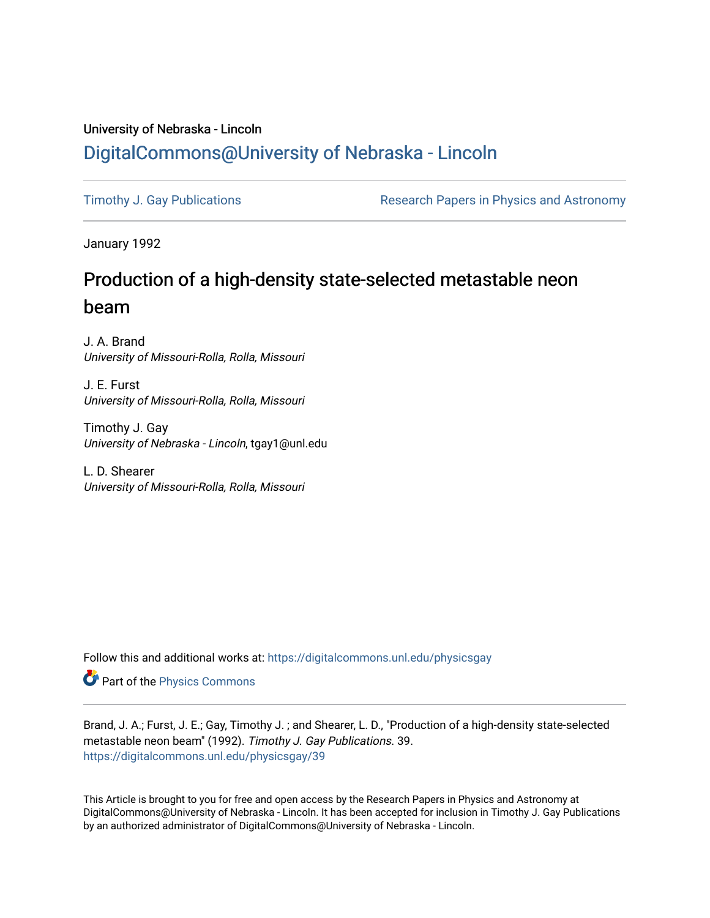University of Nebraska - Lincoln

DigitalCommons@University of Nebraska - Lincoln

Timothy J. Gay Publications

Research Papers in Physics and Astronomy

January 1992

# Production of a high-density state-selected metastable neon beam

J. A. Brand
*University of Missouri-Rolla, Rolla, Missouri*

J. E. Furst
*University of Missouri-Rolla, Rolla, Missouri*

Timothy J. Gay
*University of Nebraska - Lincoln*, tgay1@unl.edu

L. D. Shearer
*University of Missouri-Rolla, Rolla, Missouri*

Follow this and additional works at: https://digitalcommons.unl.edu/physicsgay

Part of the Physics Commons

Brand, J. A.; Furst, J. E.; Gay, Timothy J. ; and Shearer, L. D., "Production of a high-density state-selected metastable neon beam" (1992). *Timothy J. Gay Publications*. 39.
https://digitalcommons.unl.edu/physicsgay/39

This Article is brought to you for free and open access by the Research Papers in Physics and Astronomy at DigitalCommons@University of Nebraska - Lincoln. It has been accepted for inclusion in Timothy J. Gay Publications by an authorized administrator of DigitalCommons@University of Nebraska - Lincoln.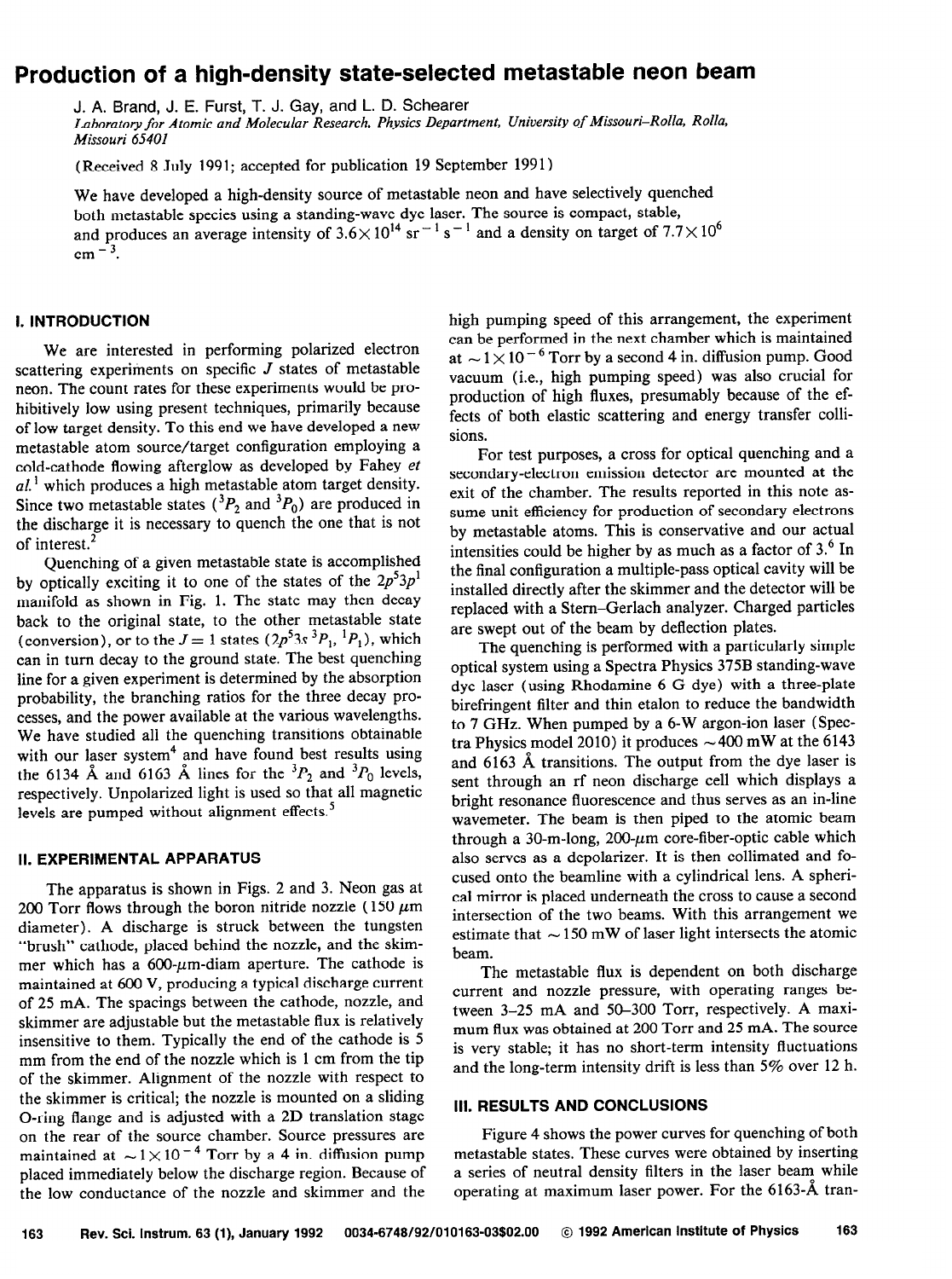# Production of a high-density state-selected metastable neon beam

J. A. Brand, J. E. Furst, T. J. Gay, and L. D. Schearer

*Laboratory for Atomic and Molecular Research, Physics Department, University of Missouri–Rolla, Rolla, Missouri 65401*

(Received 8 July 1991; accepted for publication 19 September 1991)

We have developed a high-density source of metastable neon and have selectively quenched both metastable species using a standing-wave dye laser. The source is compact, stable, and produces an average intensity of $3.6\times10^{14}$ $sr^{-1}$ $s^{-1}$ and a density on target of $7.7\times10^{6}$ $cm^{-3}$.

## I. INTRODUCTION

We are interested in performing polarized electron scattering experiments on specific $J$ states of metastable neon. The count rates for these experiments would be prohibitively low using present techniques, primarily because of low target density. To this end we have developed a new metastable atom source/target configuration employing a cold-cathode flowing afterglow as developed by Fahey *et al.*[1] which produces a high metastable atom target density. Since two metastable states ($^3P_2$ and $^3P_0$) are produced in the discharge it is necessary to quench the one that is not of interest.[2]

Quenching of a given metastable state is accomplished by optically exciting it to one of the states of the $2p^53p^1$ manifold as shown in Fig. 1. The state may then decay back to the original state, to the other metastable state (conversion), or to the $J=1$ states ($2p^53s\ ^3P_1$, $^1P_1$), which can in turn decay to the ground state. The best quenching line for a given experiment is determined by the absorption probability, the branching ratios for the three decay processes, and the power available at the various wavelengths. We have studied all the quenching transitions obtainable with our laser system[4] and have found best results using the 6134 Å and 6163 Å lines for the $^3P_2$ and $^3P_0$ levels, respectively. Unpolarized light is used so that all magnetic levels are pumped without alignment effects.[5]

## II. EXPERIMENTAL APPARATUS

The apparatus is shown in Figs. 2 and 3. Neon gas at 200 Torr flows through the boron nitride nozzle (150 μm diameter). A discharge is struck between the tungsten "brush" cathode, placed behind the nozzle, and the skimmer which has a 600-μm-diam aperture. The cathode is maintained at 600 V, producing a typical discharge current of 25 mA. The spacings between the cathode, nozzle, and skimmer are adjustable but the metastable flux is relatively insensitive to them. Typically the end of the cathode is 5 mm from the end of the nozzle which is 1 cm from the tip of the skimmer. Alignment of the nozzle with respect to the skimmer is critical; the nozzle is mounted on a sliding O-ring flange and is adjusted with a 2D translation stage on the rear of the source chamber. Source pressures are maintained at $\sim1\times10^{-4}$ Torr by a 4 in. diffusion pump placed immediately below the discharge region. Because of the low conductance of the nozzle and skimmer and the high pumping speed of this arrangement, the experiment can be performed in the next chamber which is maintained at $\sim1\times10^{-6}$ Torr by a second 4 in. diffusion pump. Good vacuum (i.e., high pumping speed) was also crucial for production of high fluxes, presumably because of the effects of both elastic scattering and energy transfer collisions.

For test purposes, a cross for optical quenching and a secondary-electron emission detector are mounted at the exit of the chamber. The results reported in this note assume unit efficiency for production of secondary electrons by metastable atoms. This is conservative and our actual intensities could be higher by as much as a factor of 3.[6] In the final configuration a multiple-pass optical cavity will be installed directly after the skimmer and the detector will be replaced with a Stern–Gerlach analyzer. Charged particles are swept out of the beam by deflection plates.

The quenching is performed with a particularly simple optical system using a Spectra Physics 375B standing-wave dye laser (using Rhodamine 6 G dye) with a three-plate birefringent filter and thin etalon to reduce the bandwidth to 7 GHz. When pumped by a 6-W argon-ion laser (Spectra Physics model 2010) it produces ~400 mW at the 6143 and 6163 Å transitions. The output from the dye laser is sent through an rf neon discharge cell which displays a bright resonance fluorescence and thus serves as an in-line wavemeter. The beam is then piped to the atomic beam through a 30-m-long, 200-μm core-fiber-optic cable which also serves as a depolarizer. It is then collimated and focused onto the beamline with a cylindrical lens. A spherical mirror is placed underneath the cross to cause a second intersection of the two beams. With this arrangement we estimate that ~150 mW of laser light intersects the atomic beam.

The metastable flux is dependent on both discharge current and nozzle pressure, with operating ranges between 3–25 mA and 50–300 Torr, respectively. A maximum flux was obtained at 200 Torr and 25 mA. The source is very stable; it has no short-term intensity fluctuations and the long-term intensity drift is less than 5% over 12 h.

## III. RESULTS AND CONCLUSIONS

Figure 4 shows the power curves for quenching of both metastable states. These curves were obtained by inserting a series of neutral density filters in the laser beam while operating at maximum laser power. For the 6163-Å tran-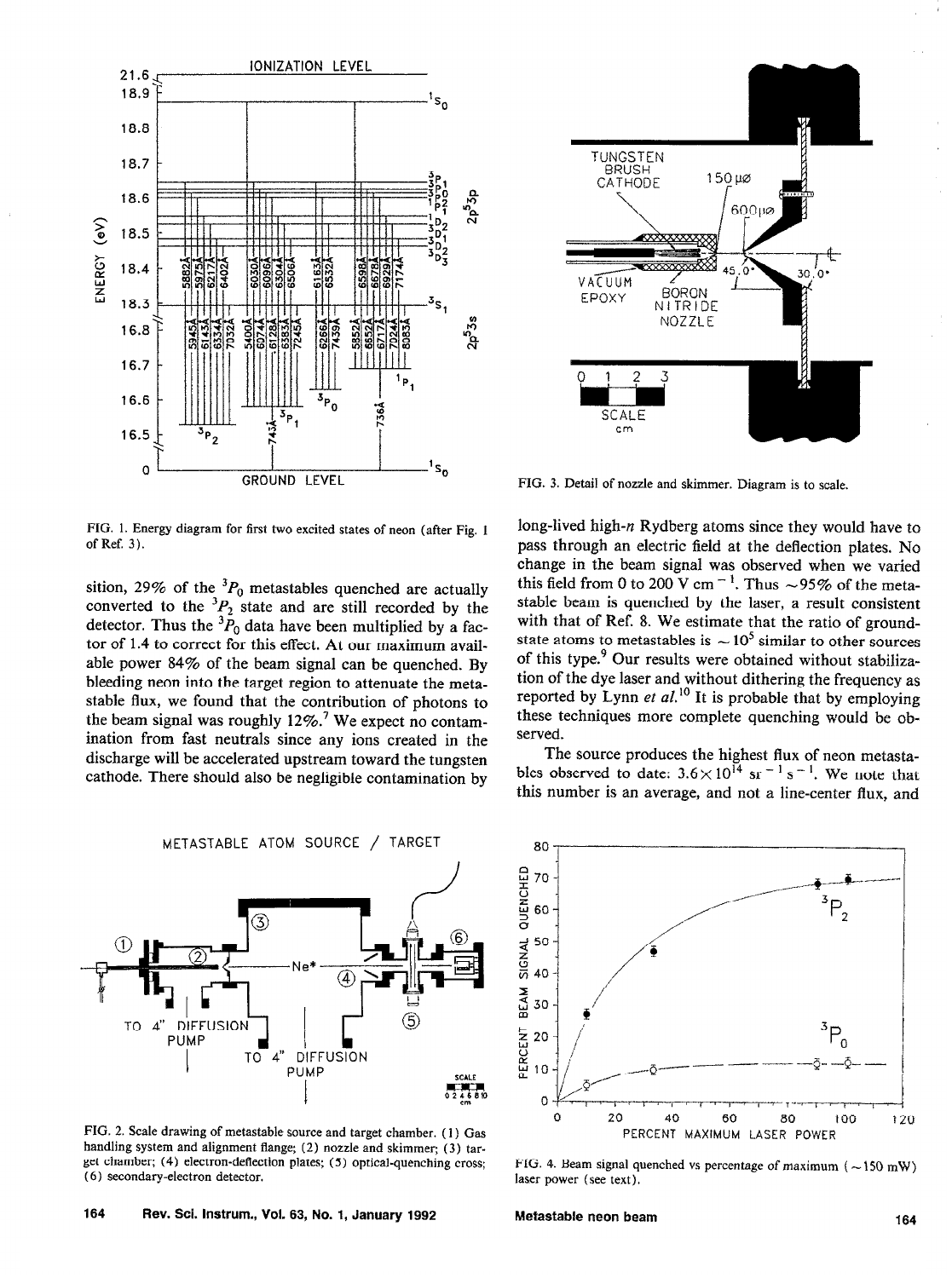IONIZATION LEVEL

21.6
18.9
18.8
18.7
18.6
18.5
18.4
18.3
16.8
16.7
16.6
16.5
0

ENERGY (eV)

$^1S_0$
$^3P_1$
$^3P_0$
$^3P_2$
$^1P_1$
$^1D_2$
$^3D_2$
$^3D_1$
$^3D_2$
$^3D_3$
$2p^53p$
$^3S_1$
$2p^53s$
$^1P_1$
$^3P_0$
$^3P_1$
$^3P_2$
$^1S_0$

5882Å 5975Å 6217Å 6402Å 6030Å 6074Å 6096Å 6304Å 6506Å 6163Å 6532Å 6598Å 6678Å 6929Å 7174Å
5945Å 6143Å 6334Å 7032Å 5400Å 6074Å 6128Å 6383Å 7245Å 6266Å 7439Å 5852Å 6552Å 6717Å 7024Å 8083Å

743Å 736Å

GROUND LEVEL

FIG. 1. Energy diagram for first two excited states of neon (after Fig. 1 of Ref. 3).

sition, 29% of the $^3P_0$ metastables quenched are actually converted to the $^3P_2$ state and are still recorded by the detector. Thus the $^3P_0$ data have been multiplied by a factor of 1.4 to correct for this effect. At our maximum available power 84% of the beam signal can be quenched. By bleeding neon into the target region to attenuate the metastable flux, we found that the contribution of photons to the beam signal was roughly 12%.[7] We expect no contamination from fast neutrals since any ions created in the discharge will be accelerated upstream toward the tungsten cathode. There should also be negligible contamination by long-lived high-$n$ Rydberg atoms since they would have to pass through an electric field at the deflection plates. No change in the beam signal was observed when we varied this field from 0 to 200 V $\text{cm}^{-1}$. Thus ~95% of the metastable beam is quenched by the laser, a result consistent with that of Ref. 8. We estimate that the ratio of ground-state atoms to metastables is ~ $10^5$ similar to other sources of this type.[9] Our results were obtained without stabilization of the dye laser and without dithering the frequency as reported by Lynn *et al.*[10] It is probable that by employing these techniques more complete quenching would be observed.

The source produces the highest flux of neon metastables observed to date: $3.6\times10^{14}$ $\text{sr}^{-1}\,\text{s}^{-1}$. We note that this number is an average, and not a line-center flux, and

TUNGSTEN BRUSH CATHODE
150 μø
600 μø
VACUUM EPOXY
BORON NITRIDE NOZZLE
45.0°
30.0°
0 1 2 3
SCALE
cm

FIG. 3. Detail of nozzle and skimmer. Diagram is to scale.

METASTABLE ATOM SOURCE / TARGET

① ② ③ ④ ⑤ ⑥
Ne*
TO 4" DIFFUSION PUMP
TO 4" DIFFUSION PUMP
SCALE
0 2 4 6 8 10
cm

FIG. 2. Scale drawing of metastable source and target chamber. (1) Gas handling system and alignment flange; (2) nozzle and skimmer; (3) target chamber; (4) electron-deflection plates; (5) optical-quenching cross; (6) secondary-electron detector.

PERCENT BEAM SIGNAL QUENCHED
80
70
60
50
40
30
20
10
0
$^3P_2$
$^3P_0$
0 20 40 60 80 100 120
PERCENT MAXIMUM LASER POWER

FIG. 4. Beam signal quenched vs percentage of maximum (~150 mW) laser power (see text).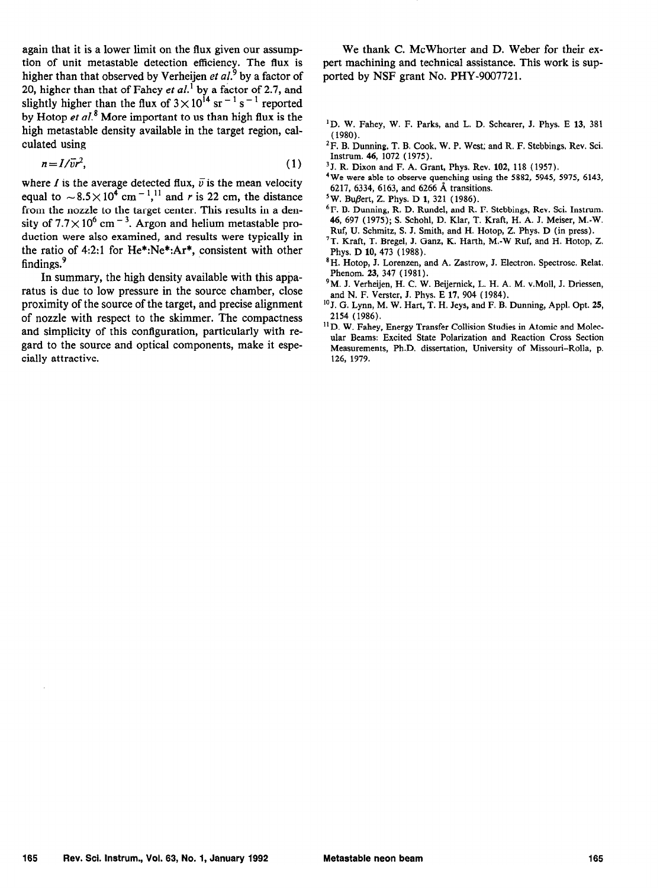again that it is a lower limit on the flux given our assumption of unit metastable detection efficiency. The flux is higher than that observed by Verheijen *et al.*[9] by a factor of 20, higher than that of Fahey *et al.*[1] by a factor of 2.7, and slightly higher than the flux of $3\times10^{14}$ sr$^{-1}$ s$^{-1}$ reported by Hotop *et al.*[8] More important to us than high flux is the high metastable density available in the target region, calculated using

$$n = I/\bar{v}r^2, \tag{1}$$

where $I$ is the average detected flux, $\bar{v}$ is the mean velocity equal to $\sim 8.5\times10^4$ cm$^{-1}$,[11] and $r$ is 22 cm, the distance from the nozzle to the target center. This results in a density of $7.7\times10^6$ cm$^{-3}$. Argon and helium metastable production were also examined, and results were typically in the ratio of 4:2:1 for He*:Ne*:Ar*, consistent with other findings.[9]

In summary, the high density available with this apparatus is due to low pressure in the source chamber, close proximity of the source of the target, and precise alignment of nozzle with respect to the skimmer. The compactness and simplicity of this configuration, particularly with regard to the source and optical components, make it especially attractive.

We thank C. McWhorter and D. Weber for their expert machining and technical assistance. This work is supported by NSF grant No. PHY-9007721.

[1] D. W. Fahey, W. F. Parks, and L. D. Schearer, J. Phys. E **13**, 381 (1980).

[2] F. B. Dunning, T. B. Cook, W. P. West, and R. F. Stebbings, Rev. Sci. Instrum. **46**, 1072 (1975).

[3] J. R. Dixon and F. A. Grant, Phys. Rev. **102**, 118 (1957).

[4] We were able to observe quenching using the 5882, 5945, 5975, 6143, 6217, 6334, 6163, and 6266 Å transitions.

[5] W. Bußert, Z. Phys. D **1**, 321 (1986).

[6] F. B. Dunning, R. D. Rundel, and R. F. Stebbings, Rev. Sci. Instrum. **46**, 697 (1975); S. Schohl, D. Klar, T. Kraft, H. A. J. Meiser, M.-W. Ruf, U. Schmitz, S. J. Smith, and H. Hotop, Z. Phys. D (in press).

[7] T. Kraft, T. Bregel, J. Ganz, K. Harth, M.-W Ruf, and H. Hotop, Z. Phys. D **10**, 473 (1988).

[8] H. Hotop, J. Lorenzen, and A. Zastrow, J. Electron. Spectrosc. Relat. Phenom. **23**, 347 (1981).

[9] M. J. Verheijen, H. C. W. Beijernick, L. H. A. M. v.Moll, J. Driessen, and N. F. Verster, J. Phys. E **17**, 904 (1984).

[10] J. G. Lynn, M. W. Hart, T. H. Jeys, and F. B. Dunning, Appl. Opt. **25**, 2154 (1986).

[11] D. W. Fahey, Energy Transfer Collision Studies in Atomic and Molecular Beams: Excited State Polarization and Reaction Cross Section Measurements, Ph.D. dissertation, University of Missouri–Rolla, p. 126, 1979.